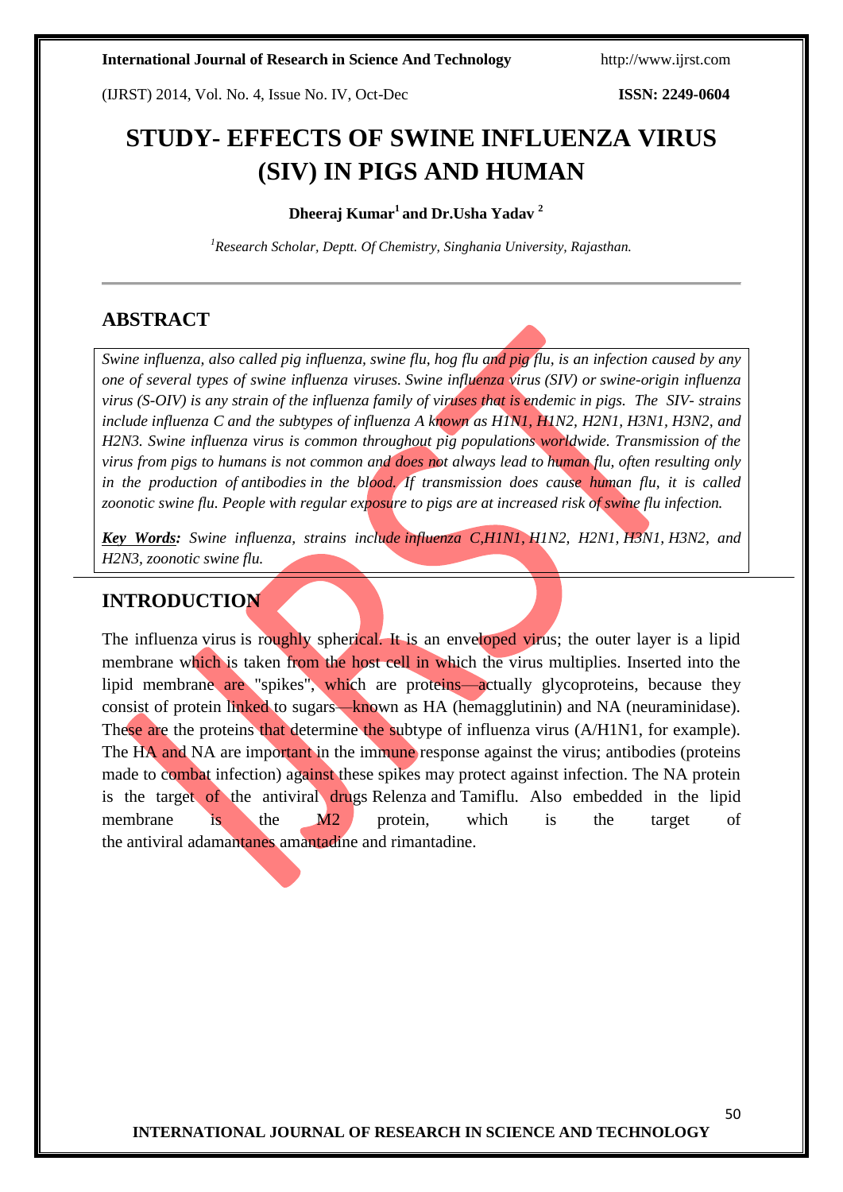# STUDY- EFFECTS OF SWINE INFLUENZA VIRUS (SIV) IN PIGS AND HUMAN

**Dheeraj Kumar[1] and Dr.Usha Yadav [2]**

*[1]Research Scholar, Deptt. Of Chemistry, Singhania University, Rajasthan.*

## ABSTRACT

*Swine influenza, also called pig influenza, swine flu, hog flu and pig flu, is an infection caused by any one of several types of swine influenza viruses. Swine influenza virus (SIV) or swine-origin influenza virus (S-OIV) is any strain of the influenza family of viruses that is endemic in pigs. The SIV- strains include influenza C and the subtypes of influenza A known as H1N1, H1N2, H2N1, H3N1, H3N2, and H2N3. Swine influenza virus is common throughout pig populations worldwide. Transmission of the virus from pigs to humans is not common and does not always lead to human flu, often resulting only in the production of antibodies in the blood. If transmission does cause human flu, it is called zoonotic swine flu. People with regular exposure to pigs are at increased risk of swine flu infection.*

***Key Words:*** *Swine influenza, strains include influenza C,H1N1, H1N2, H2N1, H3N1, H3N2, and H2N3, zoonotic swine flu.*

## INTRODUCTION

The influenza virus is roughly spherical. It is an enveloped virus; the outer layer is a lipid membrane which is taken from the host cell in which the virus multiplies. Inserted into the lipid membrane are "spikes", which are proteins—actually glycoproteins, because they consist of protein linked to sugars—known as HA (hemagglutinin) and NA (neuraminidase). These are the proteins that determine the subtype of influenza virus (A/H1N1, for example). The HA and NA are important in the immune response against the virus; antibodies (proteins made to combat infection) against these spikes may protect against infection. The NA protein is the target of the antiviral drugs Relenza and Tamiflu. Also embedded in the lipid membrane is the M2 protein, which is the target of the antiviral adamantanes amantadine and rimantadine.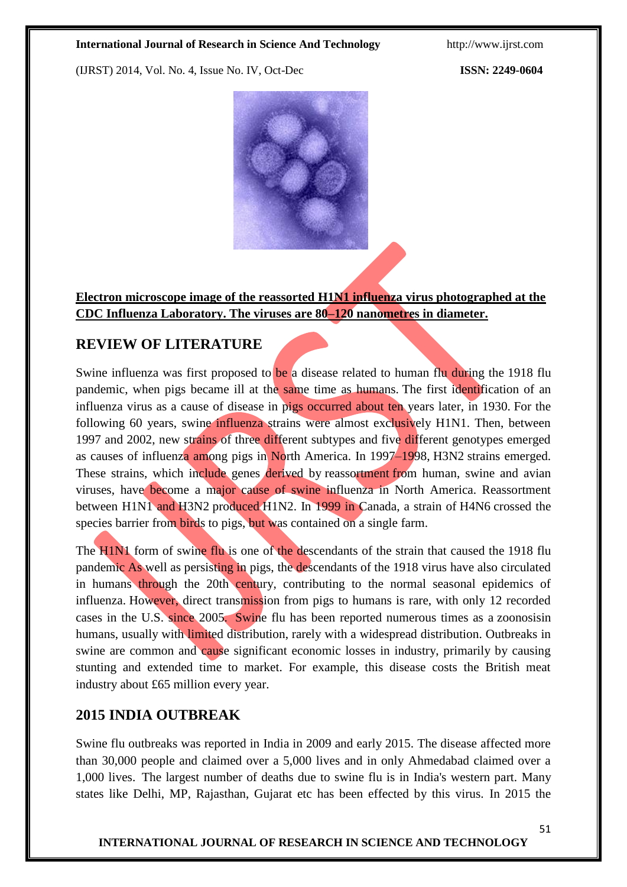**Electron microscope image of the reassorted H1N1 influenza virus photographed at the CDC Influenza Laboratory. The viruses are 80–120 nanometres in diameter.**

## REVIEW OF LITERATURE

Swine influenza was first proposed to be a disease related to human flu during the 1918 flu pandemic, when pigs became ill at the same time as humans. The first identification of an influenza virus as a cause of disease in pigs occurred about ten years later, in 1930. For the following 60 years, swine influenza strains were almost exclusively H1N1. Then, between 1997 and 2002, new strains of three different subtypes and five different genotypes emerged as causes of influenza among pigs in North America. In 1997–1998, H3N2 strains emerged. These strains, which include genes derived by reassortment from human, swine and avian viruses, have become a major cause of swine influenza in North America. Reassortment between H1N1 and H3N2 produced H1N2. In 1999 in Canada, a strain of H4N6 crossed the species barrier from birds to pigs, but was contained on a single farm.

The H1N1 form of swine flu is one of the descendants of the strain that caused the 1918 flu pandemic As well as persisting in pigs, the descendants of the 1918 virus have also circulated in humans through the 20th century, contributing to the normal seasonal epidemics of influenza. However, direct transmission from pigs to humans is rare, with only 12 recorded cases in the U.S. since 2005. Swine flu has been reported numerous times as a zoonosisin humans, usually with limited distribution, rarely with a widespread distribution. Outbreaks in swine are common and cause significant economic losses in industry, primarily by causing stunting and extended time to market. For example, this disease costs the British meat industry about £65 million every year.

## 2015 INDIA OUTBREAK

Swine flu outbreaks was reported in India in 2009 and early 2015. The disease affected more than 30,000 people and claimed over a 5,000 lives and in only Ahmedabad claimed over a 1,000 lives. The largest number of deaths due to swine flu is in India's western part. Many states like Delhi, MP, Rajasthan, Gujarat etc has been effected by this virus. In 2015 the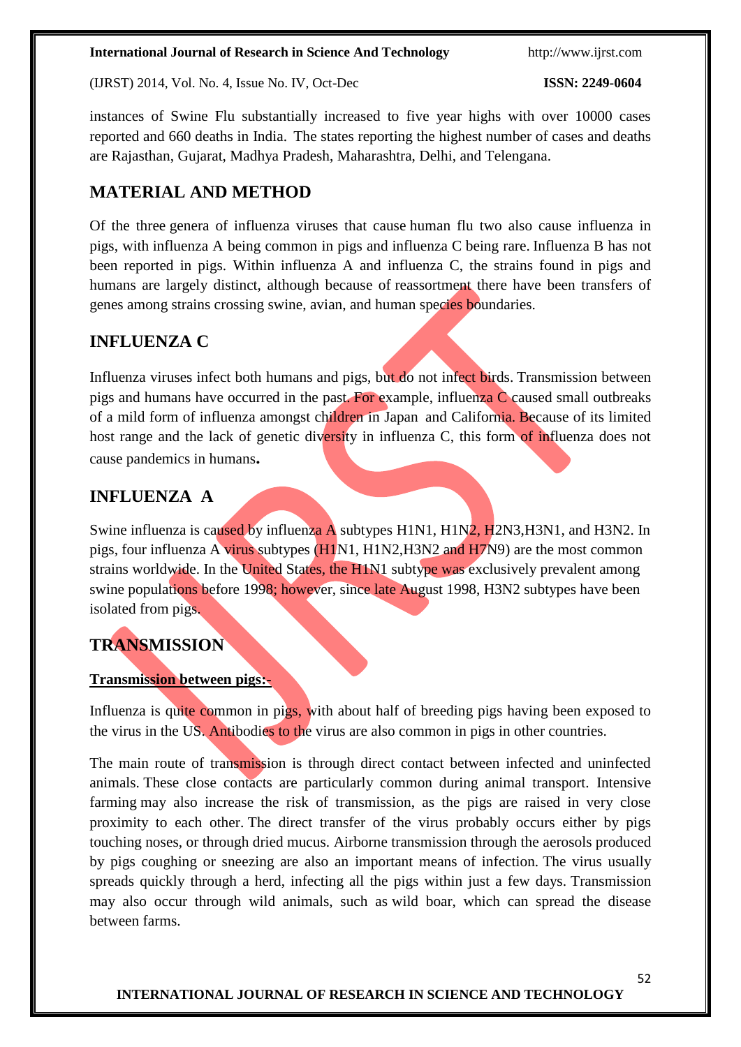instances of Swine Flu substantially increased to five year highs with over 10000 cases reported and 660 deaths in India. The states reporting the highest number of cases and deaths are Rajasthan, Gujarat, Madhya Pradesh, Maharashtra, Delhi, and Telengana.

## MATERIAL AND METHOD

Of the three genera of influenza viruses that cause human flu two also cause influenza in pigs, with influenza A being common in pigs and influenza C being rare. Influenza B has not been reported in pigs. Within influenza A and influenza C, the strains found in pigs and humans are largely distinct, although because of reassortment there have been transfers of genes among strains crossing swine, avian, and human species boundaries.

## INFLUENZA C

Influenza viruses infect both humans and pigs, but do not infect birds. Transmission between pigs and humans have occurred in the past. For example, influenza C caused small outbreaks of a mild form of influenza amongst children in Japan and California. Because of its limited host range and the lack of genetic diversity in influenza C, this form of influenza does not cause pandemics in humans.

## INFLUENZA A

Swine influenza is caused by influenza A subtypes H1N1, H1N2, H2N3,H3N1, and H3N2. In pigs, four influenza A virus subtypes (H1N1, H1N2,H3N2 and H7N9) are the most common strains worldwide. In the United States, the H1N1 subtype was exclusively prevalent among swine populations before 1998; however, since late August 1998, H3N2 subtypes have been isolated from pigs.

## TRANSMISSION

**Transmission between pigs:-**

Influenza is quite common in pigs, with about half of breeding pigs having been exposed to the virus in the US. Antibodies to the virus are also common in pigs in other countries.

The main route of transmission is through direct contact between infected and uninfected animals. These close contacts are particularly common during animal transport. Intensive farming may also increase the risk of transmission, as the pigs are raised in very close proximity to each other. The direct transfer of the virus probably occurs either by pigs touching noses, or through dried mucus. Airborne transmission through the aerosols produced by pigs coughing or sneezing are also an important means of infection. The virus usually spreads quickly through a herd, infecting all the pigs within just a few days. Transmission may also occur through wild animals, such as wild boar, which can spread the disease between farms.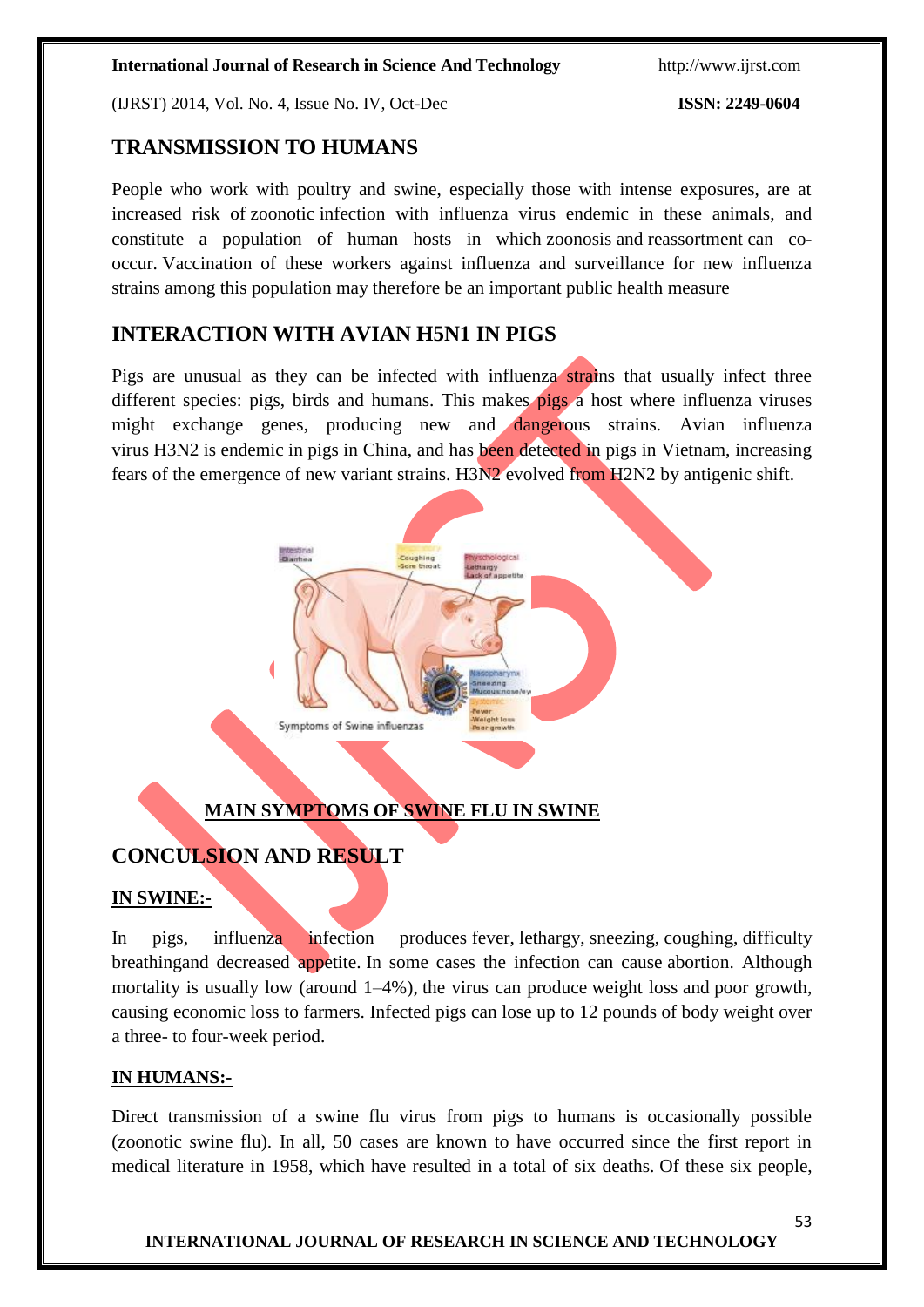## TRANSMISSION TO HUMANS

People who work with poultry and swine, especially those with intense exposures, are at increased risk of zoonotic infection with influenza virus endemic in these animals, and constitute a population of human hosts in which zoonosis and reassortment can co-occur. Vaccination of these workers against influenza and surveillance for new influenza strains among this population may therefore be an important public health measure

## INTERACTION WITH AVIAN H5N1 IN PIGS

Pigs are unusual as they can be infected with influenza strains that usually infect three different species: pigs, birds and humans. This makes pigs a host where influenza viruses might exchange genes, producing new and dangerous strains. Avian influenza virus H3N2 is endemic in pigs in China, and has been detected in pigs in Vietnam, increasing fears of the emergence of new variant strains. H3N2 evolved from H2N2 by antigenic shift.

**MAIN SYMPTOMS OF SWINE FLU IN SWINE**

## CONCULSION AND RESULT

**IN SWINE:-**

In pigs, influenza infection produces fever, lethargy, sneezing, coughing, difficulty breathingand decreased appetite. In some cases the infection can cause abortion. Although mortality is usually low (around 1–4%), the virus can produce weight loss and poor growth, causing economic loss to farmers. Infected pigs can lose up to 12 pounds of body weight over a three- to four-week period.

**IN HUMANS:-**

Direct transmission of a swine flu virus from pigs to humans is occasionally possible (zoonotic swine flu). In all, 50 cases are known to have occurred since the first report in medical literature in 1958, which have resulted in a total of six deaths. Of these six people,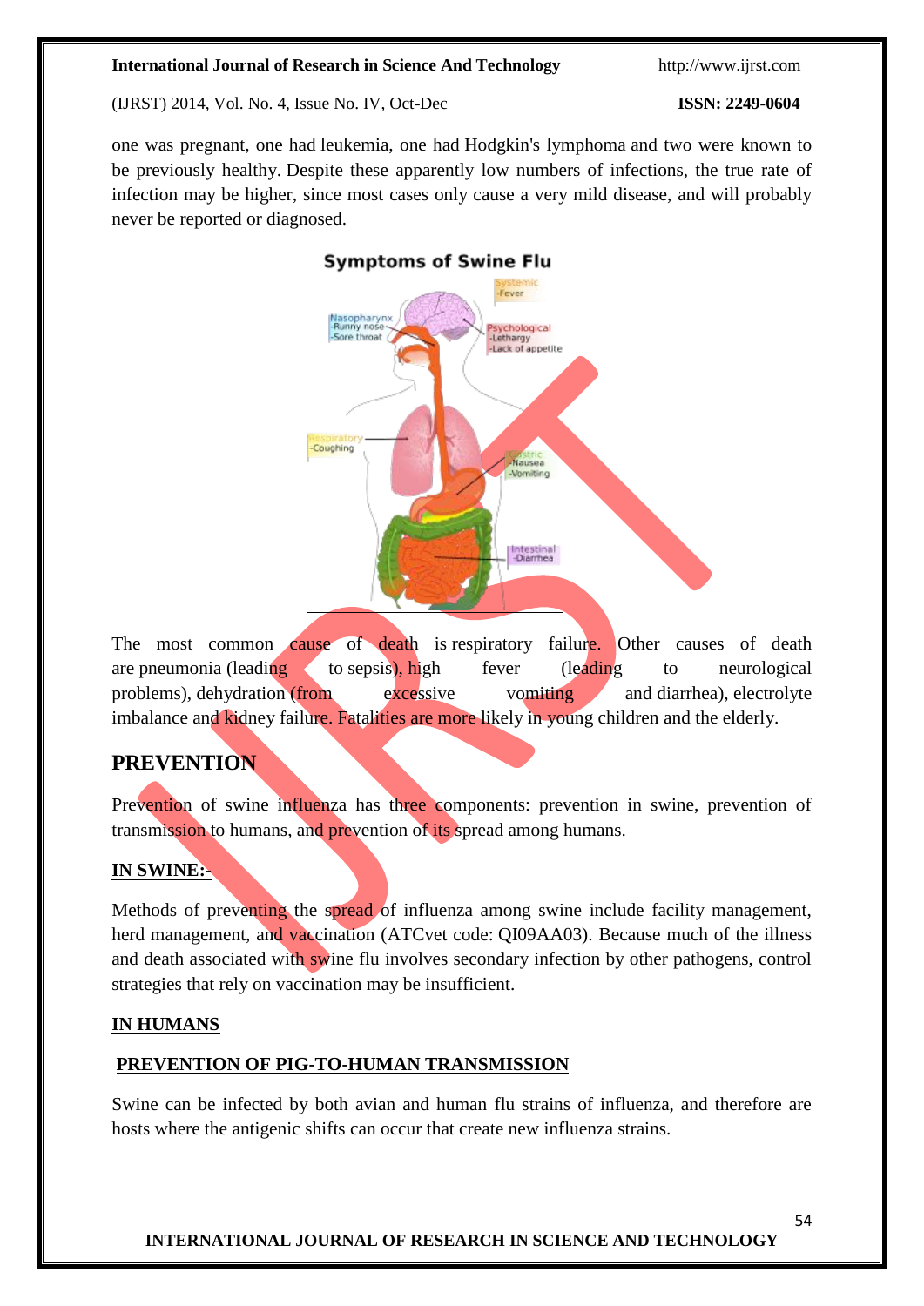one was pregnant, one had leukemia, one had Hodgkin's lymphoma and two were known to be previously healthy. Despite these apparently low numbers of infections, the true rate of infection may be higher, since most cases only cause a very mild disease, and will probably never be reported or diagnosed.

The most common cause of death is respiratory failure. Other causes of death are pneumonia (leading to sepsis), high fever (leading to neurological problems), dehydration (from excessive vomiting and diarrhea), electrolyte imbalance and kidney failure. Fatalities are more likely in young children and the elderly.

## PREVENTION

Prevention of swine influenza has three components: prevention in swine, prevention of transmission to humans, and prevention of its spread among humans.

### IN SWINE:-

Methods of preventing the spread of influenza among swine include facility management, herd management, and vaccination (ATCvet code: QI09AA03). Because much of the illness and death associated with swine flu involves secondary infection by other pathogens, control strategies that rely on vaccination may be insufficient.

### IN HUMANS

### PREVENTION OF PIG-TO-HUMAN TRANSMISSION

Swine can be infected by both avian and human flu strains of influenza, and therefore are hosts where the antigenic shifts can occur that create new influenza strains.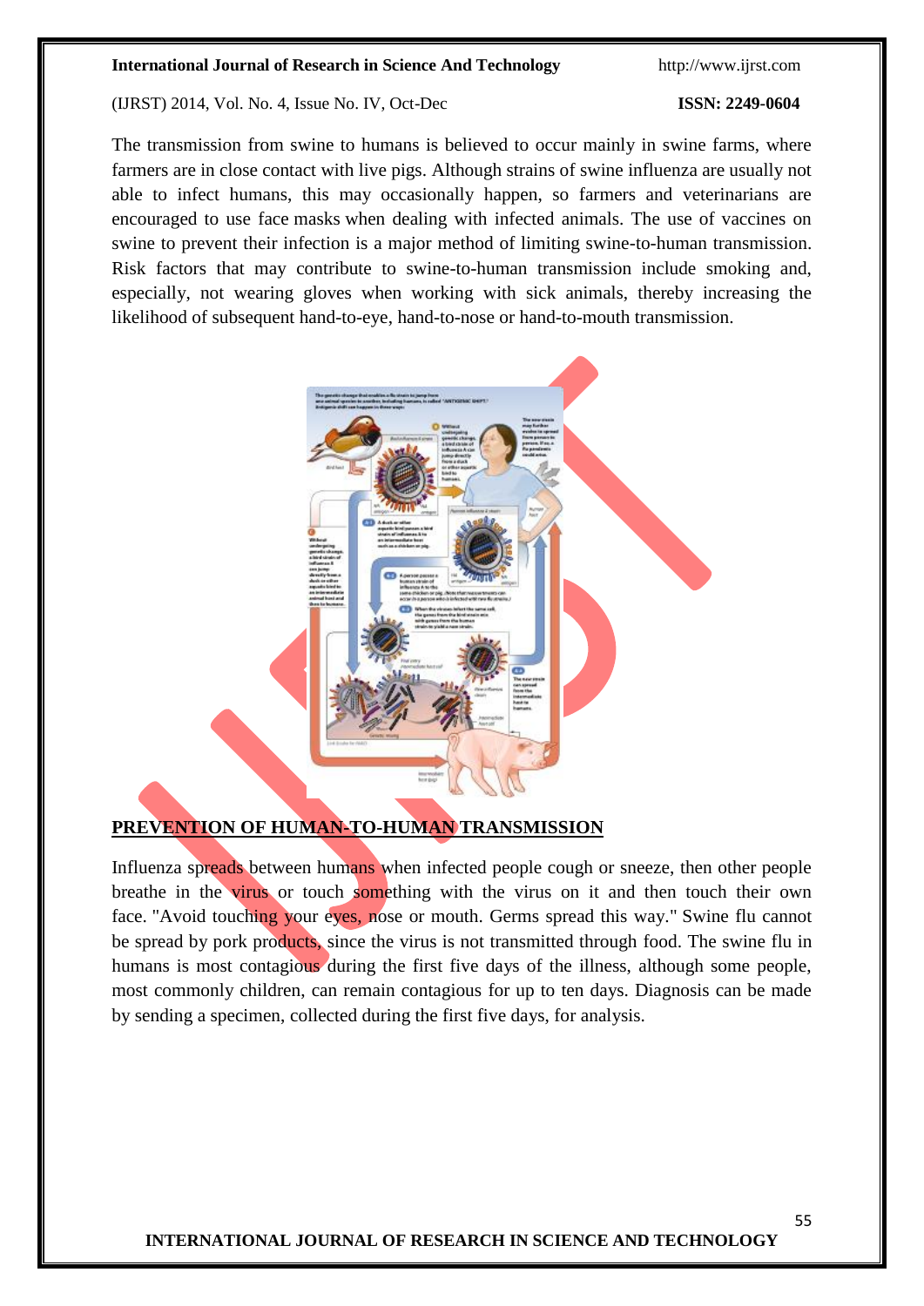The transmission from swine to humans is believed to occur mainly in swine farms, where farmers are in close contact with live pigs. Although strains of swine influenza are usually not able to infect humans, this may occasionally happen, so farmers and veterinarians are encouraged to use face masks when dealing with infected animals. The use of vaccines on swine to prevent their infection is a major method of limiting swine-to-human transmission. Risk factors that may contribute to swine-to-human transmission include smoking and, especially, not wearing gloves when working with sick animals, thereby increasing the likelihood of subsequent hand-to-eye, hand-to-nose or hand-to-mouth transmission.

## PREVENTION OF HUMAN-TO-HUMAN TRANSMISSION

Influenza spreads between humans when infected people cough or sneeze, then other people breathe in the virus or touch something with the virus on it and then touch their own face. "Avoid touching your eyes, nose or mouth. Germs spread this way." Swine flu cannot be spread by pork products, since the virus is not transmitted through food. The swine flu in humans is most contagious during the first five days of the illness, although some people, most commonly children, can remain contagious for up to ten days. Diagnosis can be made by sending a specimen, collected during the first five days, for analysis.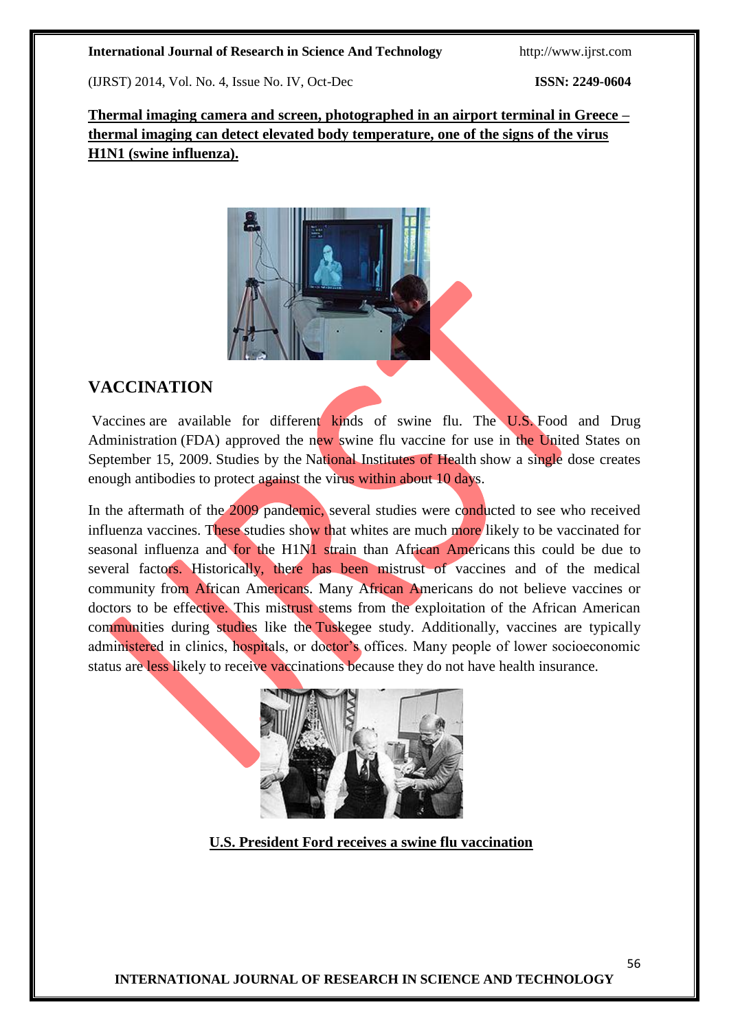**Thermal imaging camera and screen, photographed in an airport terminal in Greece – thermal imaging can detect elevated body temperature, one of the signs of the virus H1N1 (swine influenza).**

## VACCINATION

Vaccines are available for different kinds of swine flu. The U.S. Food and Drug Administration (FDA) approved the new swine flu vaccine for use in the United States on September 15, 2009. Studies by the National Institutes of Health show a single dose creates enough antibodies to protect against the virus within about 10 days.

In the aftermath of the 2009 pandemic, several studies were conducted to see who received influenza vaccines. These studies show that whites are much more likely to be vaccinated for seasonal influenza and for the H1N1 strain than African Americans this could be due to several factors. Historically, there has been mistrust of vaccines and of the medical community from African Americans. Many African Americans do not believe vaccines or doctors to be effective. This mistrust stems from the exploitation of the African American communities during studies like the Tuskegee study. Additionally, vaccines are typically administered in clinics, hospitals, or doctor's offices. Many people of lower socioeconomic status are less likely to receive vaccinations because they do not have health insurance.

**U.S. President Ford receives a swine flu vaccination**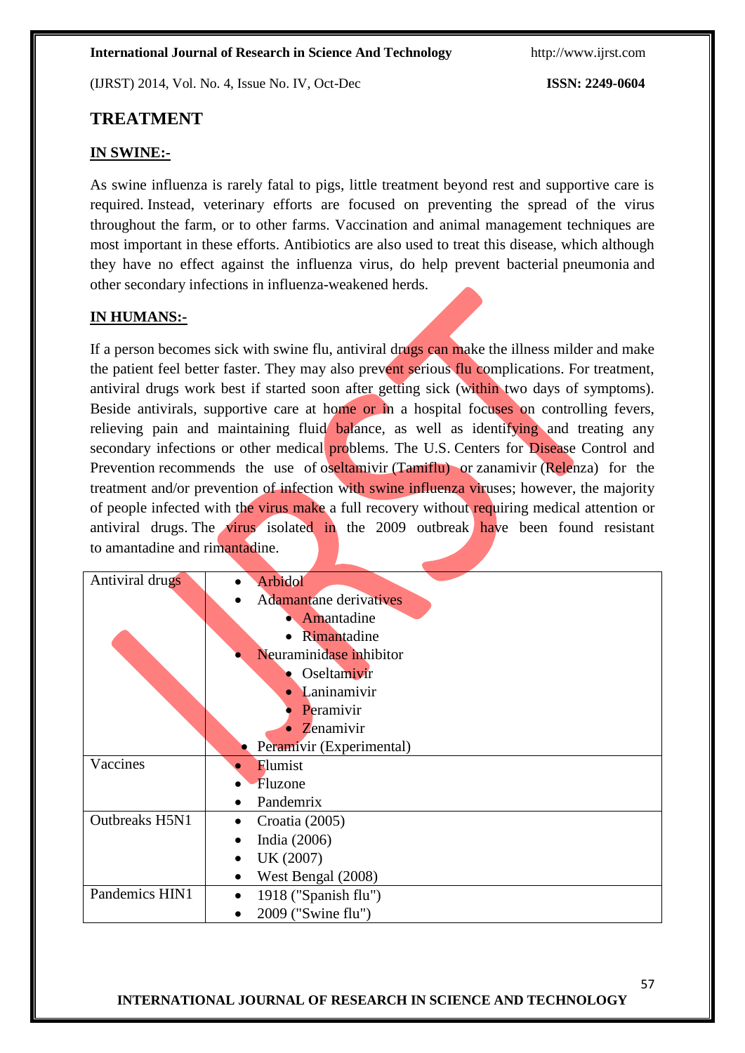## TREATMENT

### IN SWINE:-

As swine influenza is rarely fatal to pigs, little treatment beyond rest and supportive care is required. Instead, veterinary efforts are focused on preventing the spread of the virus throughout the farm, or to other farms. Vaccination and animal management techniques are most important in these efforts. Antibiotics are also used to treat this disease, which although they have no effect against the influenza virus, do help prevent bacterial pneumonia and other secondary infections in influenza-weakened herds.

### IN HUMANS:-

If a person becomes sick with swine flu, antiviral drugs can make the illness milder and make the patient feel better faster. They may also prevent serious flu complications. For treatment, antiviral drugs work best if started soon after getting sick (within two days of symptoms). Beside antivirals, supportive care at home or in a hospital focuses on controlling fevers, relieving pain and maintaining fluid balance, as well as identifying and treating any secondary infections or other medical problems. The U.S. Centers for Disease Control and Prevention recommends the use of oseltamivir (Tamiflu) or zanamivir (Relenza) for the treatment and/or prevention of infection with swine influenza viruses; however, the majority of people infected with the virus make a full recovery without requiring medical attention or antiviral drugs. The virus isolated in the 2009 outbreak have been found resistant to amantadine and rimantadine.

| | |
|---|---|
| Antiviral drugs | • Arbidol<br>• Adamantane derivatives<br>&nbsp;&nbsp;&nbsp;&nbsp;• Amantadine<br>&nbsp;&nbsp;&nbsp;&nbsp;• Rimantadine<br>• Neuraminidase inhibitor<br>&nbsp;&nbsp;&nbsp;&nbsp;• Oseltamivir<br>&nbsp;&nbsp;&nbsp;&nbsp;• Laninamivir<br>&nbsp;&nbsp;&nbsp;&nbsp;• Peramivir<br>&nbsp;&nbsp;&nbsp;&nbsp;• Zenamivir<br>• Peramivir (Experimental) |
| Vaccines | • Flumist<br>• Fluzone<br>• Pandemrix |
| Outbreaks H5N1 | • Croatia (2005)<br>• India (2006)<br>• UK (2007)<br>• West Bengal (2008) |
| Pandemics HIN1 | • 1918 ("Spanish flu")<br>• 2009 ("Swine flu") |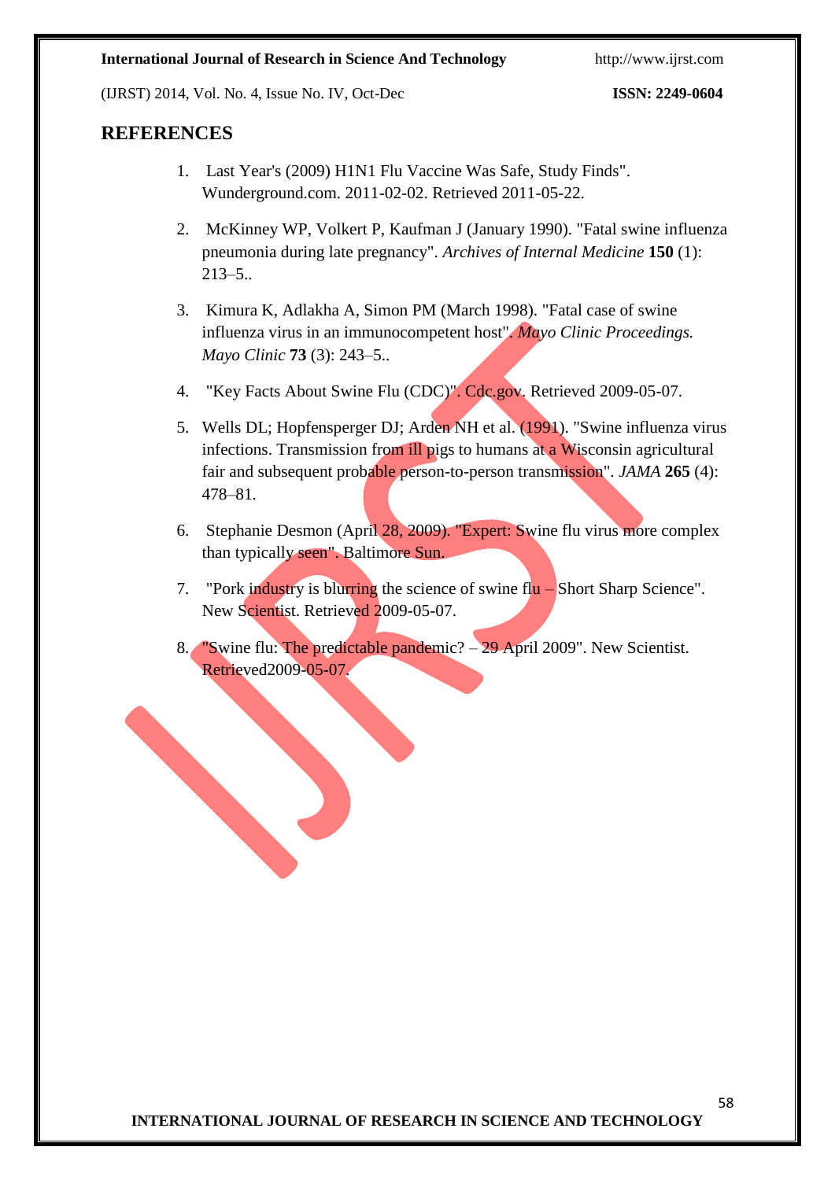## REFERENCES

1. Last Year's (2009) H1N1 Flu Vaccine Was Safe, Study Finds". Wunderground.com. 2011-02-02. Retrieved 2011-05-22.
2. McKinney WP, Volkert P, Kaufman J (January 1990). "Fatal swine influenza pneumonia during late pregnancy". *Archives of Internal Medicine* **150** (1): 213–5..
3. Kimura K, Adlakha A, Simon PM (March 1998). "Fatal case of swine influenza virus in an immunocompetent host". *Mayo Clinic Proceedings. Mayo Clinic* **73** (3): 243–5..
4. "Key Facts About Swine Flu (CDC)". Cdc.gov. Retrieved 2009-05-07.
5. Wells DL; Hopfensperger DJ; Arden NH et al. (1991). "Swine influenza virus infections. Transmission from ill pigs to humans at a Wisconsin agricultural fair and subsequent probable person-to-person transmission". *JAMA* **265** (4): 478–81.
6. Stephanie Desmon (April 28, 2009). "Expert: Swine flu virus more complex than typically seen". Baltimore Sun.
7. "Pork industry is blurring the science of swine flu – Short Sharp Science". New Scientist. Retrieved 2009-05-07.
8. "Swine flu: The predictable pandemic? – 29 April 2009". New Scientist. Retrieved2009-05-07.